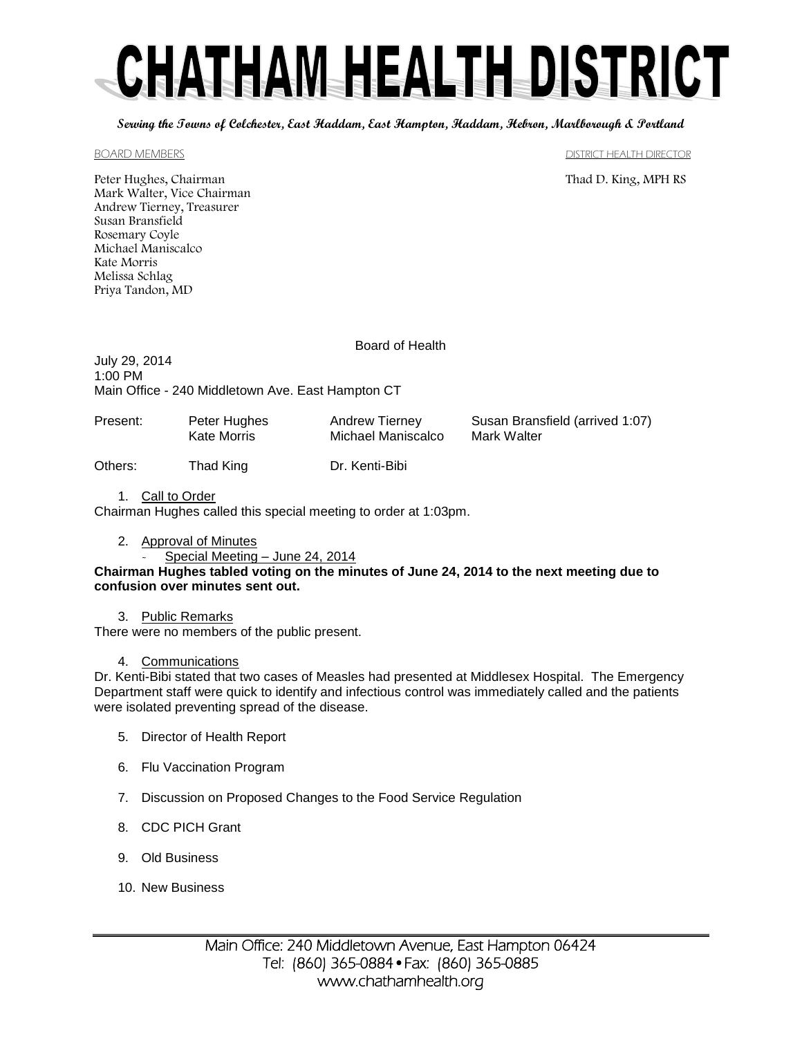# CHATHAM HEALTH DISTRICT

**Serving the Towns of Colchester, East Haddam, East Hampton, Haddam, Hebron, Marlborough & Portland**

BOARD MEMBERS

Peter Hughes, Chairman
Mark Walter, Vice Chairman
Andrew Tierney, Treasurer
Susan Bransfield
Rosemary Coyle
Michael Maniscalco
Kate Morris
Melissa Schlag
Priya Tandon, MD

DISTRICT HEALTH DIRECTOR

Thad D. King, MPH RS

Board of Health

July 29, 2014
1:00 PM
Main Office - 240 Middletown Ave. East Hampton CT

| | | | |
|---|---|---|---|
| Present: | Peter Hughes | Andrew Tierney | Susan Bransfield (arrived 1:07) |
| | Kate Morris | Michael Maniscalco | Mark Walter |
| Others: | Thad King | Dr. Kenti-Bibi | |

1. Call to Order

Chairman Hughes called this special meeting to order at 1:03pm.

2. Approval of Minutes
   - Special Meeting – June 24, 2014

**Chairman Hughes tabled voting on the minutes of June 24, 2014 to the next meeting due to confusion over minutes sent out.**

3. Public Remarks

There were no members of the public present.

4. Communications

Dr. Kenti-Bibi stated that two cases of Measles had presented at Middlesex Hospital. The Emergency Department staff were quick to identify and infectious control was immediately called and the patients were isolated preventing spread of the disease.

5. Director of Health Report

6. Flu Vaccination Program

7. Discussion on Proposed Changes to the Food Service Regulation

8. CDC PICH Grant

9. Old Business

10. New Business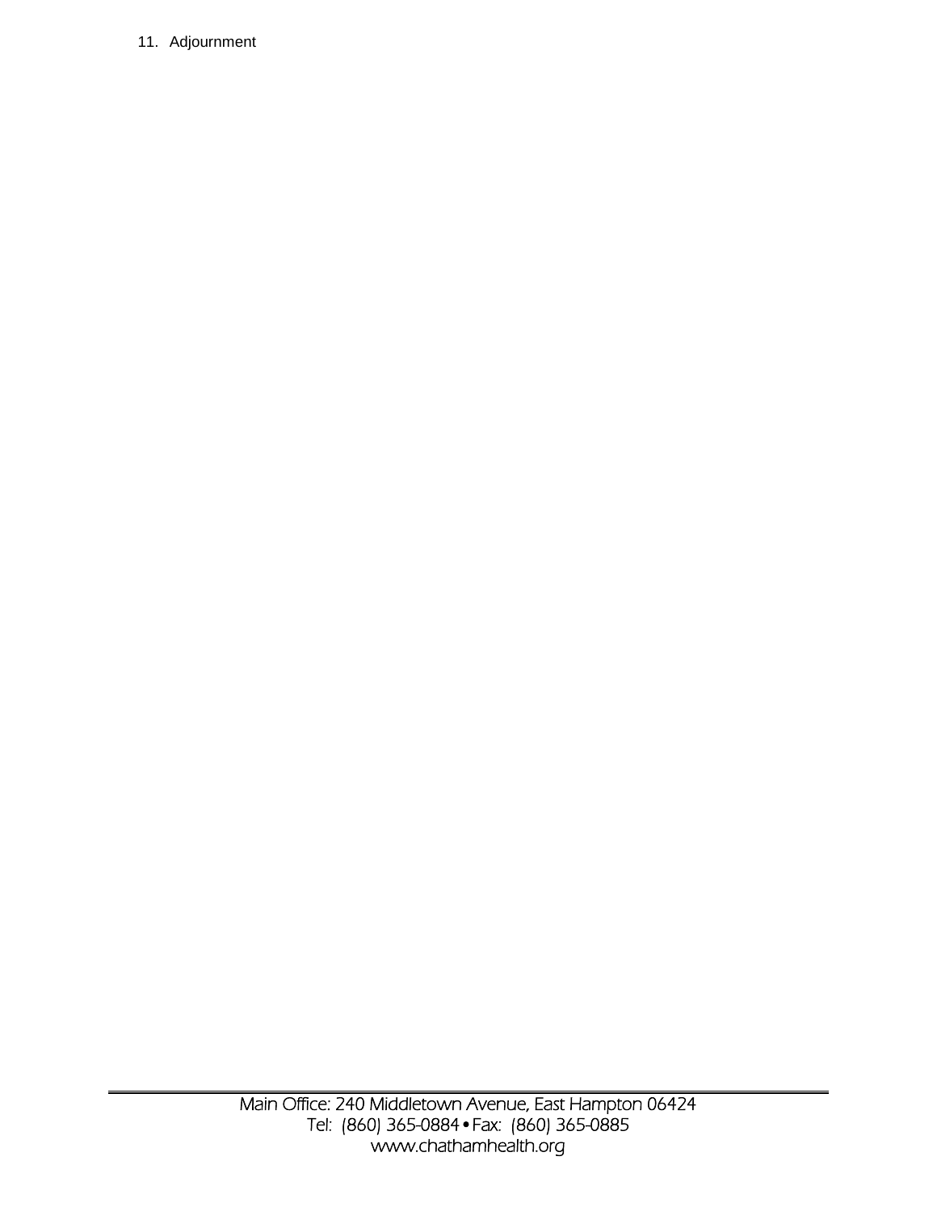11. Adjournment